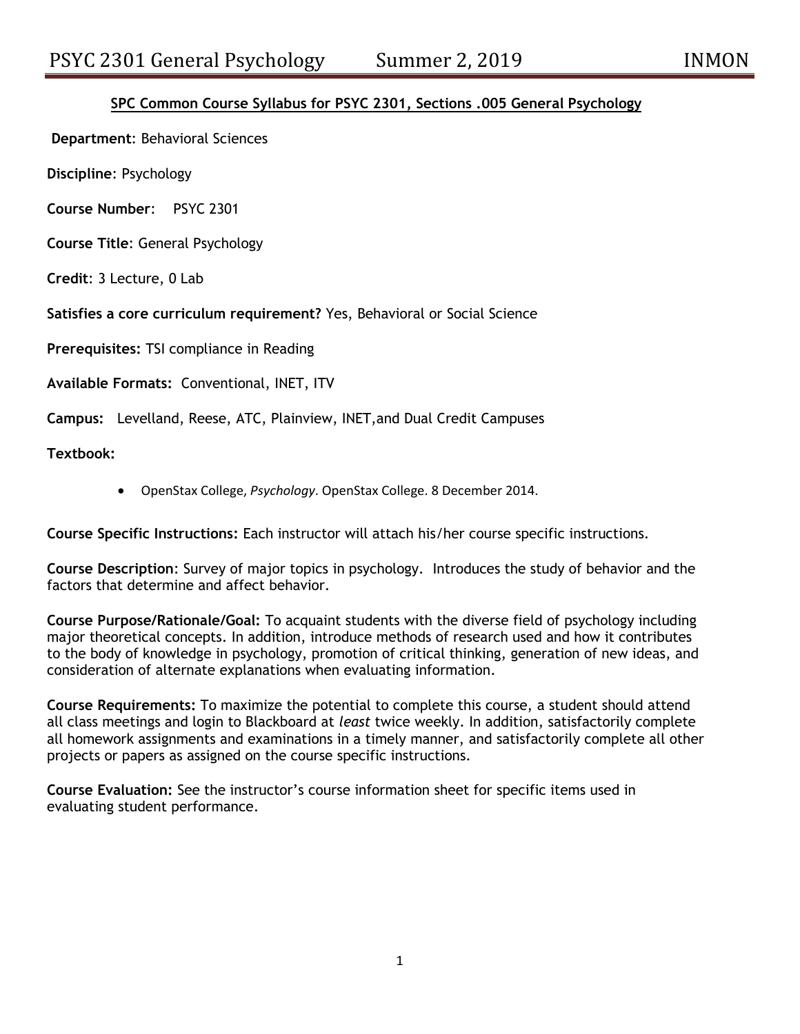## SPC Common Course Syllabus for PSYC 2301, Sections .005 General Psychology

**Department**: Behavioral Sciences

**Discipline**: Psychology

**Course Number**: PSYC 2301

**Course Title**: General Psychology

**Credit**: 3 Lecture, 0 Lab

**Satisfies a core curriculum requirement?** Yes, Behavioral or Social Science

**Prerequisites:** TSI compliance in Reading

**Available Formats:** Conventional, INET, ITV

**Campus:** Levelland, Reese, ATC, Plainview, INET,and Dual Credit Campuses

**Textbook:**

- OpenStax College, *Psychology*. OpenStax College. 8 December 2014.

**Course Specific Instructions:** Each instructor will attach his/her course specific instructions.

**Course Description**: Survey of major topics in psychology. Introduces the study of behavior and the factors that determine and affect behavior.

**Course Purpose/Rationale/Goal:** To acquaint students with the diverse field of psychology including major theoretical concepts. In addition, introduce methods of research used and how it contributes to the body of knowledge in psychology, promotion of critical thinking, generation of new ideas, and consideration of alternate explanations when evaluating information.

**Course Requirements:** To maximize the potential to complete this course, a student should attend all class meetings and login to Blackboard at *least* twice weekly. In addition, satisfactorily complete all homework assignments and examinations in a timely manner, and satisfactorily complete all other projects or papers as assigned on the course specific instructions.

**Course Evaluation:** See the instructor's course information sheet for specific items used in evaluating student performance.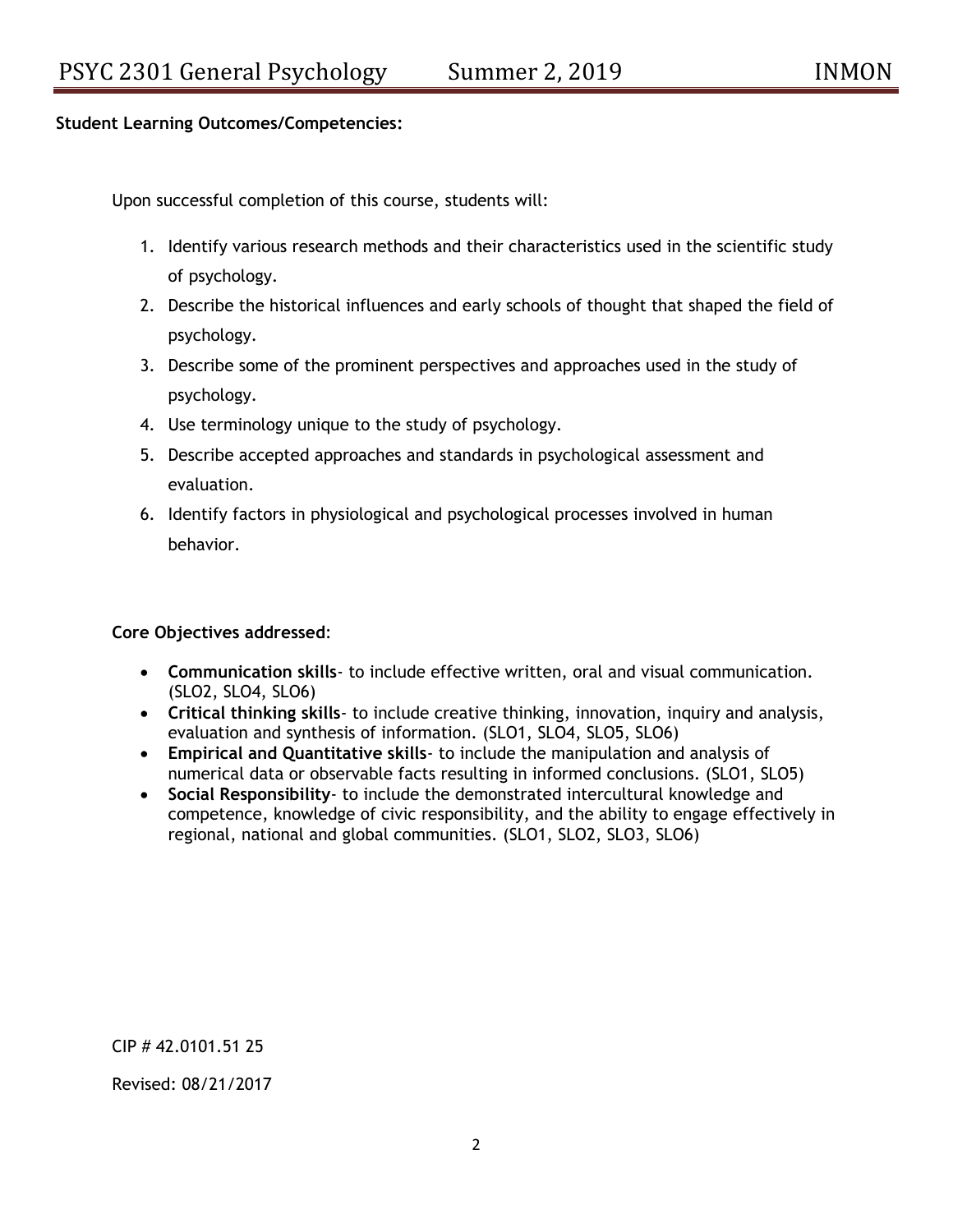**Student Learning Outcomes/Competencies:**

Upon successful completion of this course, students will:

1. Identify various research methods and their characteristics used in the scientific study of psychology.
2. Describe the historical influences and early schools of thought that shaped the field of psychology.
3. Describe some of the prominent perspectives and approaches used in the study of psychology.
4. Use terminology unique to the study of psychology.
5. Describe accepted approaches and standards in psychological assessment and evaluation.
6. Identify factors in physiological and psychological processes involved in human behavior.

**Core Objectives addressed**:

- **Communication skills**- to include effective written, oral and visual communication. (SLO2, SLO4, SLO6)
- **Critical thinking skills**- to include creative thinking, innovation, inquiry and analysis, evaluation and synthesis of information. (SLO1, SLO4, SLO5, SLO6)
- **Empirical and Quantitative skills**- to include the manipulation and analysis of numerical data or observable facts resulting in informed conclusions. (SLO1, SLO5)
- **Social Responsibility**- to include the demonstrated intercultural knowledge and competence, knowledge of civic responsibility, and the ability to engage effectively in regional, national and global communities. (SLO1, SLO2, SLO3, SLO6)

CIP # 42.0101.51 25

Revised: 08/21/2017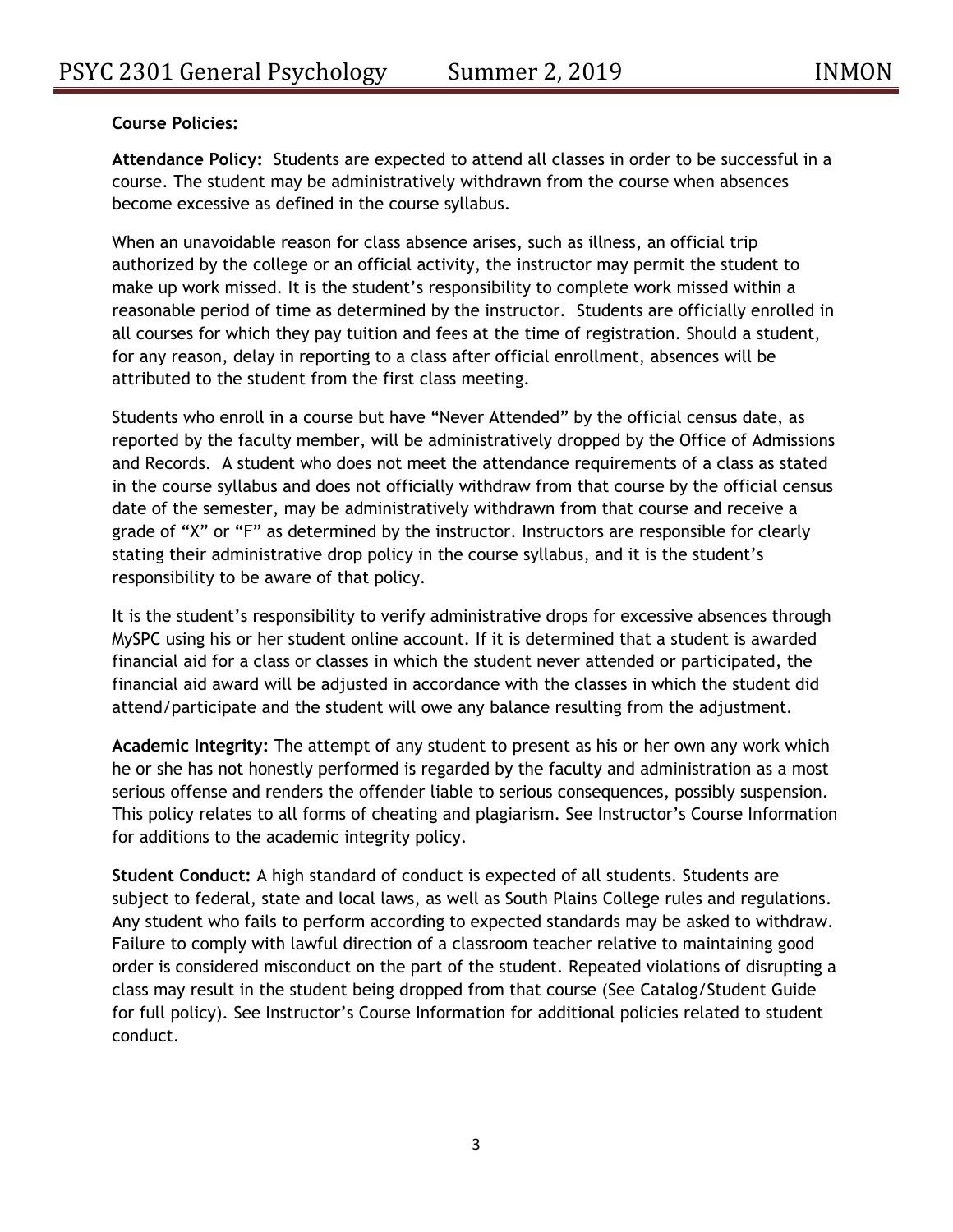**Course Policies:**

**Attendance Policy:** Students are expected to attend all classes in order to be successful in a course. The student may be administratively withdrawn from the course when absences become excessive as defined in the course syllabus.

When an unavoidable reason for class absence arises, such as illness, an official trip authorized by the college or an official activity, the instructor may permit the student to make up work missed. It is the student's responsibility to complete work missed within a reasonable period of time as determined by the instructor. Students are officially enrolled in all courses for which they pay tuition and fees at the time of registration. Should a student, for any reason, delay in reporting to a class after official enrollment, absences will be attributed to the student from the first class meeting.

Students who enroll in a course but have "Never Attended" by the official census date, as reported by the faculty member, will be administratively dropped by the Office of Admissions and Records. A student who does not meet the attendance requirements of a class as stated in the course syllabus and does not officially withdraw from that course by the official census date of the semester, may be administratively withdrawn from that course and receive a grade of "X" or "F" as determined by the instructor. Instructors are responsible for clearly stating their administrative drop policy in the course syllabus, and it is the student's responsibility to be aware of that policy.

It is the student's responsibility to verify administrative drops for excessive absences through MySPC using his or her student online account. If it is determined that a student is awarded financial aid for a class or classes in which the student never attended or participated, the financial aid award will be adjusted in accordance with the classes in which the student did attend/participate and the student will owe any balance resulting from the adjustment.

**Academic Integrity:** The attempt of any student to present as his or her own any work which he or she has not honestly performed is regarded by the faculty and administration as a most serious offense and renders the offender liable to serious consequences, possibly suspension. This policy relates to all forms of cheating and plagiarism. See Instructor's Course Information for additions to the academic integrity policy.

**Student Conduct:** A high standard of conduct is expected of all students. Students are subject to federal, state and local laws, as well as South Plains College rules and regulations. Any student who fails to perform according to expected standards may be asked to withdraw. Failure to comply with lawful direction of a classroom teacher relative to maintaining good order is considered misconduct on the part of the student. Repeated violations of disrupting a class may result in the student being dropped from that course (See Catalog/Student Guide for full policy). See Instructor's Course Information for additional policies related to student conduct.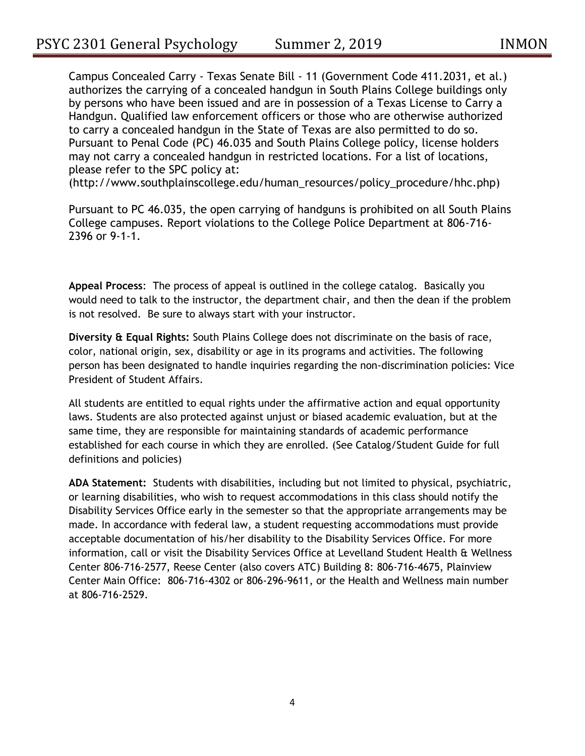Campus Concealed Carry - Texas Senate Bill - 11 (Government Code 411.2031, et al.) authorizes the carrying of a concealed handgun in South Plains College buildings only by persons who have been issued and are in possession of a Texas License to Carry a Handgun. Qualified law enforcement officers or those who are otherwise authorized to carry a concealed handgun in the State of Texas are also permitted to do so. Pursuant to Penal Code (PC) 46.035 and South Plains College policy, license holders may not carry a concealed handgun in restricted locations. For a list of locations, please refer to the SPC policy at:
(http://www.southplainscollege.edu/human_resources/policy_procedure/hhc.php)

Pursuant to PC 46.035, the open carrying of handguns is prohibited on all South Plains College campuses. Report violations to the College Police Department at 806-716-2396 or 9-1-1.

**Appeal Process**: The process of appeal is outlined in the college catalog. Basically you would need to talk to the instructor, the department chair, and then the dean if the problem is not resolved. Be sure to always start with your instructor.

**Diversity & Equal Rights:** South Plains College does not discriminate on the basis of race, color, national origin, sex, disability or age in its programs and activities. The following person has been designated to handle inquiries regarding the non-discrimination policies: Vice President of Student Affairs.

All students are entitled to equal rights under the affirmative action and equal opportunity laws. Students are also protected against unjust or biased academic evaluation, but at the same time, they are responsible for maintaining standards of academic performance established for each course in which they are enrolled. (See Catalog/Student Guide for full definitions and policies)

**ADA Statement:** Students with disabilities, including but not limited to physical, psychiatric, or learning disabilities, who wish to request accommodations in this class should notify the Disability Services Office early in the semester so that the appropriate arrangements may be made. In accordance with federal law, a student requesting accommodations must provide acceptable documentation of his/her disability to the Disability Services Office. For more information, call or visit the Disability Services Office at Levelland Student Health & Wellness Center 806-716-2577, Reese Center (also covers ATC) Building 8: 806-716-4675, Plainview Center Main Office: 806-716-4302 or 806-296-9611, or the Health and Wellness main number at 806-716-2529.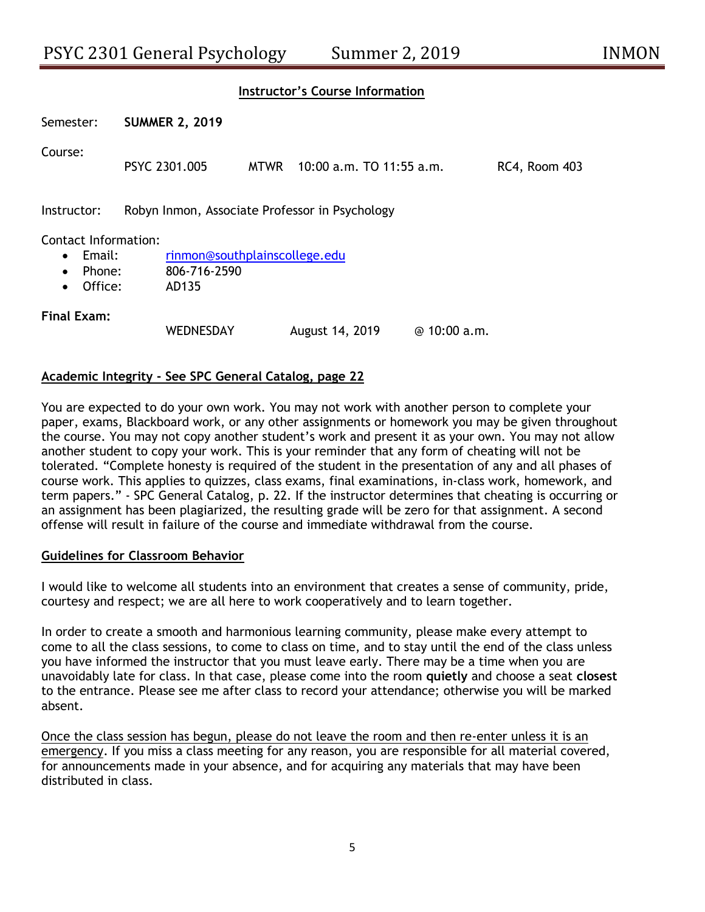## Instructor's Course Information

Semester: **SUMMER 2, 2019**

Course: PSYC 2301.005 MTWR 10:00 a.m. TO 11:55 a.m. RC4, Room 403

Instructor: Robyn Inmon, Associate Professor in Psychology

Contact Information:

- Email: rinmon@southplainscollege.edu
- Phone: 806-716-2590
- Office: AD135

**Final Exam:** WEDNESDAY August 14, 2019 @ 10:00 a.m.

### Academic Integrity - See SPC General Catalog, page 22

You are expected to do your own work. You may not work with another person to complete your paper, exams, Blackboard work, or any other assignments or homework you may be given throughout the course. You may not copy another student's work and present it as your own. You may not allow another student to copy your work. This is your reminder that any form of cheating will not be tolerated. "Complete honesty is required of the student in the presentation of any and all phases of course work. This applies to quizzes, class exams, final examinations, in-class work, homework, and term papers." - SPC General Catalog, p. 22. If the instructor determines that cheating is occurring or an assignment has been plagiarized, the resulting grade will be zero for that assignment. A second offense will result in failure of the course and immediate withdrawal from the course.

### Guidelines for Classroom Behavior

I would like to welcome all students into an environment that creates a sense of community, pride, courtesy and respect; we are all here to work cooperatively and to learn together.

In order to create a smooth and harmonious learning community, please make every attempt to come to all the class sessions, to come to class on time, and to stay until the end of the class unless you have informed the instructor that you must leave early. There may be a time when you are unavoidably late for class. In that case, please come into the room **quietly** and choose a seat **closest** to the entrance. Please see me after class to record your attendance; otherwise you will be marked absent.

Once the class session has begun, please do not leave the room and then re-enter unless it is an emergency. If you miss a class meeting for any reason, you are responsible for all material covered, for announcements made in your absence, and for acquiring any materials that may have been distributed in class.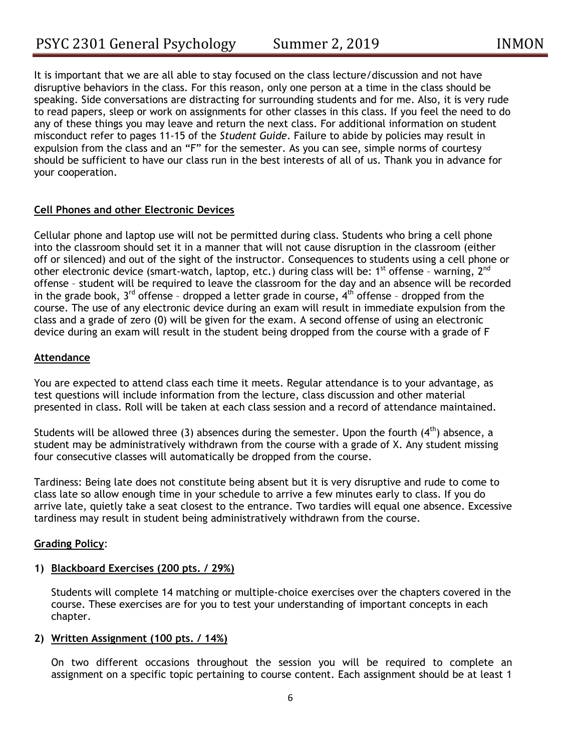It is important that we are all able to stay focused on the class lecture/discussion and not have disruptive behaviors in the class. For this reason, only one person at a time in the class should be speaking. Side conversations are distracting for surrounding students and for me. Also, it is very rude to read papers, sleep or work on assignments for other classes in this class. If you feel the need to do any of these things you may leave and return the next class. For additional information on student misconduct refer to pages 11-15 of the *Student Guide*. Failure to abide by policies may result in expulsion from the class and an "F" for the semester. As you can see, simple norms of courtesy should be sufficient to have our class run in the best interests of all of us. Thank you in advance for your cooperation.

**Cell Phones and other Electronic Devices**

Cellular phone and laptop use will not be permitted during class. Students who bring a cell phone into the classroom should set it in a manner that will not cause disruption in the classroom (either off or silenced) and out of the sight of the instructor. Consequences to students using a cell phone or other electronic device (smart-watch, laptop, etc.) during class will be: 1st offense – warning, 2nd offense – student will be required to leave the classroom for the day and an absence will be recorded in the grade book, 3rd offense – dropped a letter grade in course, 4th offense – dropped from the course. The use of any electronic device during an exam will result in immediate expulsion from the class and a grade of zero (0) will be given for the exam. A second offense of using an electronic device during an exam will result in the student being dropped from the course with a grade of F

**Attendance**

You are expected to attend class each time it meets. Regular attendance is to your advantage, as test questions will include information from the lecture, class discussion and other material presented in class. Roll will be taken at each class session and a record of attendance maintained.

Students will be allowed three (3) absences during the semester. Upon the fourth (4th) absence, a student may be administratively withdrawn from the course with a grade of X. Any student missing four consecutive classes will automatically be dropped from the course.

Tardiness: Being late does not constitute being absent but it is very disruptive and rude to come to class late so allow enough time in your schedule to arrive a few minutes early to class. If you do arrive late, quietly take a seat closest to the entrance. Two tardies will equal one absence. Excessive tardiness may result in student being administratively withdrawn from the course.

**Grading Policy**:

1) **Blackboard Exercises (200 pts. / 29%)**

   Students will complete 14 matching or multiple-choice exercises over the chapters covered in the course. These exercises are for you to test your understanding of important concepts in each chapter.

2) **Written Assignment (100 pts. / 14%)**

   On two different occasions throughout the session you will be required to complete an assignment on a specific topic pertaining to course content. Each assignment should be at least 1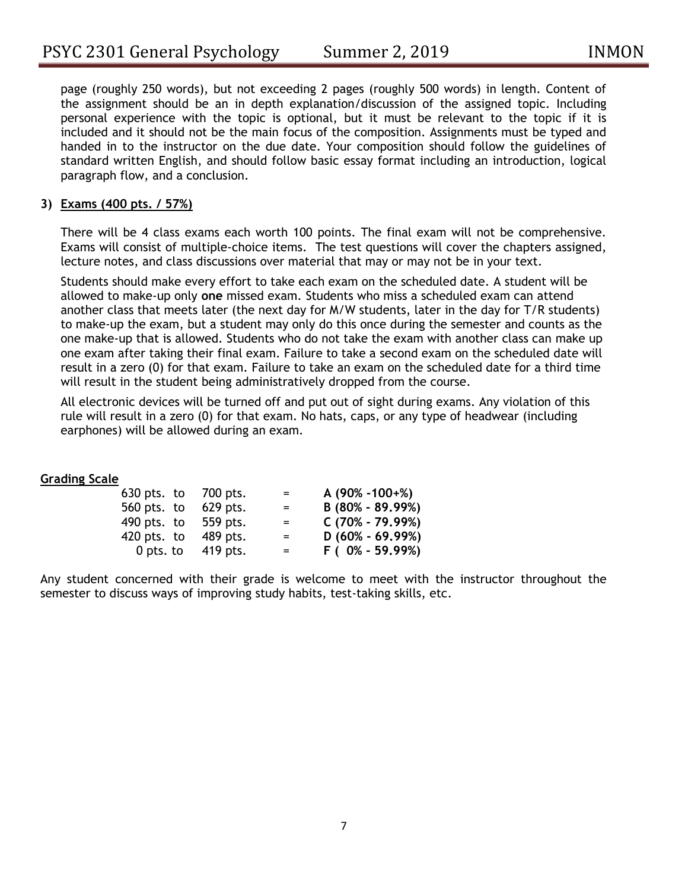page (roughly 250 words), but not exceeding 2 pages (roughly 500 words) in length. Content of the assignment should be an in depth explanation/discussion of the assigned topic. Including personal experience with the topic is optional, but it must be relevant to the topic if it is included and it should not be the main focus of the composition. Assignments must be typed and handed in to the instructor on the due date. Your composition should follow the guidelines of standard written English, and should follow basic essay format including an introduction, logical paragraph flow, and a conclusion.

**3) Exams (400 pts. / 57%)**

There will be 4 class exams each worth 100 points. The final exam will not be comprehensive. Exams will consist of multiple-choice items. The test questions will cover the chapters assigned, lecture notes, and class discussions over material that may or may not be in your text.

Students should make every effort to take each exam on the scheduled date. A student will be allowed to make-up only **one** missed exam. Students who miss a scheduled exam can attend another class that meets later (the next day for M/W students, later in the day for T/R students) to make-up the exam, but a student may only do this once during the semester and counts as the one make-up that is allowed. Students who do not take the exam with another class can make up one exam after taking their final exam. Failure to take a second exam on the scheduled date will result in a zero (0) for that exam. Failure to take an exam on the scheduled date for a third time will result in the student being administratively dropped from the course.

All electronic devices will be turned off and put out of sight during exams. Any violation of this rule will result in a zero (0) for that exam. No hats, caps, or any type of headwear (including earphones) will be allowed during an exam.

**Grading Scale**

| | | | |
|---|---|---|---|
| 630 pts. to | 700 pts. | = | **A (90% -100+%)** |
| 560 pts. to | 629 pts. | = | **B (80% - 89.99%)** |
| 490 pts. to | 559 pts. | = | **C (70% - 79.99%)** |
| 420 pts. to | 489 pts. | = | **D (60% - 69.99%)** |
| 0 pts. to | 419 pts. | = | **F ( 0% - 59.99%)** |

Any student concerned with their grade is welcome to meet with the instructor throughout the semester to discuss ways of improving study habits, test-taking skills, etc.